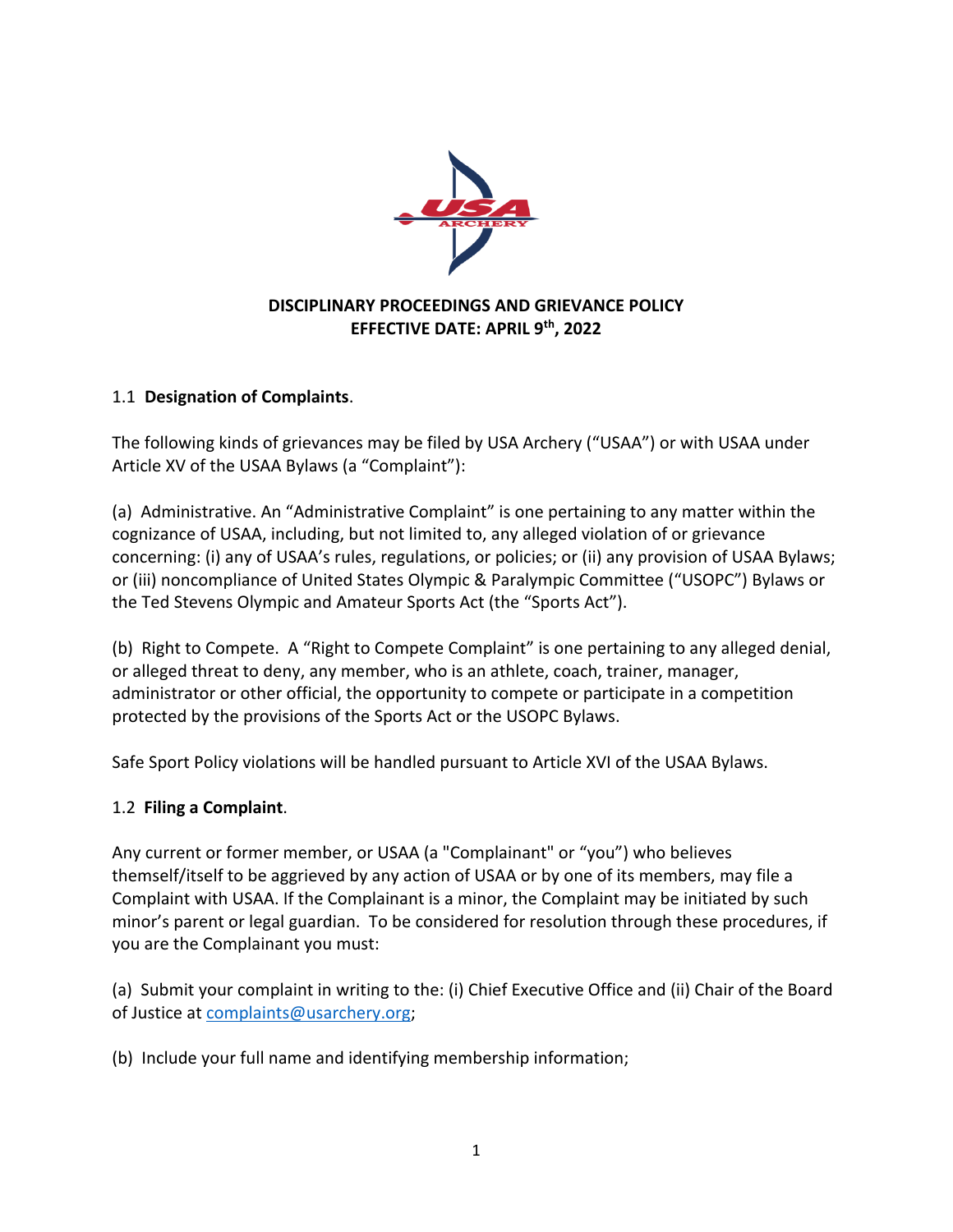# DISCIPLINARY PROCEEDINGS AND GRIEVANCE POLICY
## EFFECTIVE DATE: APRIL 9th, 2022

1.1 **Designation of Complaints**.

The following kinds of grievances may be filed by USA Archery ("USAA") or with USAA under Article XV of the USAA Bylaws (a "Complaint"):

(a) Administrative. An "Administrative Complaint" is one pertaining to any matter within the cognizance of USAA, including, but not limited to, any alleged violation of or grievance concerning: (i) any of USAA's rules, regulations, or policies; or (ii) any provision of USAA Bylaws; or (iii) noncompliance of United States Olympic & Paralympic Committee ("USOPC") Bylaws or the Ted Stevens Olympic and Amateur Sports Act (the "Sports Act").

(b) Right to Compete. A "Right to Compete Complaint" is one pertaining to any alleged denial, or alleged threat to deny, any member, who is an athlete, coach, trainer, manager, administrator or other official, the opportunity to compete or participate in a competition protected by the provisions of the Sports Act or the USOPC Bylaws.

Safe Sport Policy violations will be handled pursuant to Article XVI of the USAA Bylaws.

1.2 **Filing a Complaint**.

Any current or former member, or USAA (a "Complainant" or "you") who believes themself/itself to be aggrieved by any action of USAA or by one of its members, may file a Complaint with USAA. If the Complainant is a minor, the Complaint may be initiated by such minor's parent or legal guardian. To be considered for resolution through these procedures, if you are the Complainant you must:

(a) Submit your complaint in writing to the: (i) Chief Executive Office and (ii) Chair of the Board of Justice at complaints@usarchery.org;

(b) Include your full name and identifying membership information;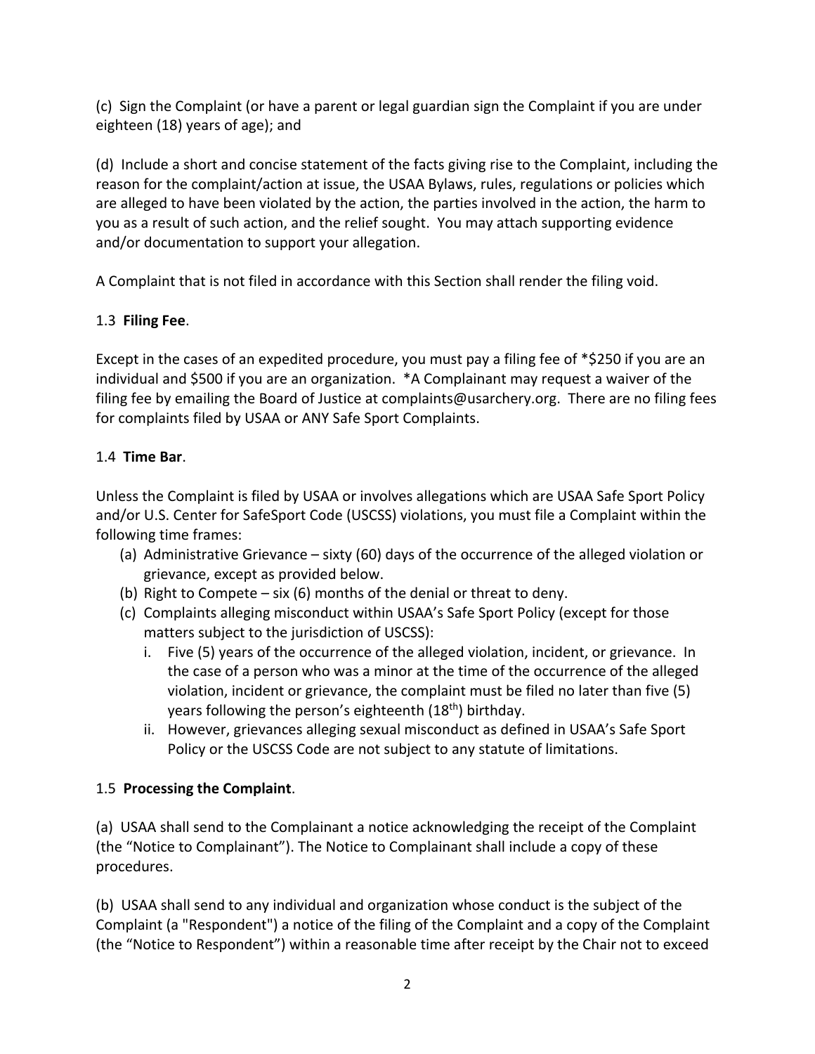(c) Sign the Complaint (or have a parent or legal guardian sign the Complaint if you are under eighteen (18) years of age); and

(d) Include a short and concise statement of the facts giving rise to the Complaint, including the reason for the complaint/action at issue, the USAA Bylaws, rules, regulations or policies which are alleged to have been violated by the action, the parties involved in the action, the harm to you as a result of such action, and the relief sought. You may attach supporting evidence and/or documentation to support your allegation.

A Complaint that is not filed in accordance with this Section shall render the filing void.

1.3 **Filing Fee**.

Except in the cases of an expedited procedure, you must pay a filing fee of *$250 if you are an individual and $500 if you are an organization. *A Complainant may request a waiver of the filing fee by emailing the Board of Justice at complaints@usarchery.org. There are no filing fees for complaints filed by USAA or ANY Safe Sport Complaints.

1.4 **Time Bar**.

Unless the Complaint is filed by USAA or involves allegations which are USAA Safe Sport Policy and/or U.S. Center for SafeSport Code (USCSS) violations, you must file a Complaint within the following time frames:

(a) Administrative Grievance – sixty (60) days of the occurrence of the alleged violation or grievance, except as provided below.

(b) Right to Compete – six (6) months of the denial or threat to deny.

(c) Complaints alleging misconduct within USAA's Safe Sport Policy (except for those matters subject to the jurisdiction of USCSS):

   i. Five (5) years of the occurrence of the alleged violation, incident, or grievance. In the case of a person who was a minor at the time of the occurrence of the alleged violation, incident or grievance, the complaint must be filed no later than five (5) years following the person's eighteenth (18th) birthday.

   ii. However, grievances alleging sexual misconduct as defined in USAA's Safe Sport Policy or the USCSS Code are not subject to any statute of limitations.

1.5 **Processing the Complaint**.

(a) USAA shall send to the Complainant a notice acknowledging the receipt of the Complaint (the "Notice to Complainant"). The Notice to Complainant shall include a copy of these procedures.

(b) USAA shall send to any individual and organization whose conduct is the subject of the Complaint (a "Respondent") a notice of the filing of the Complaint and a copy of the Complaint (the "Notice to Respondent") within a reasonable time after receipt by the Chair not to exceed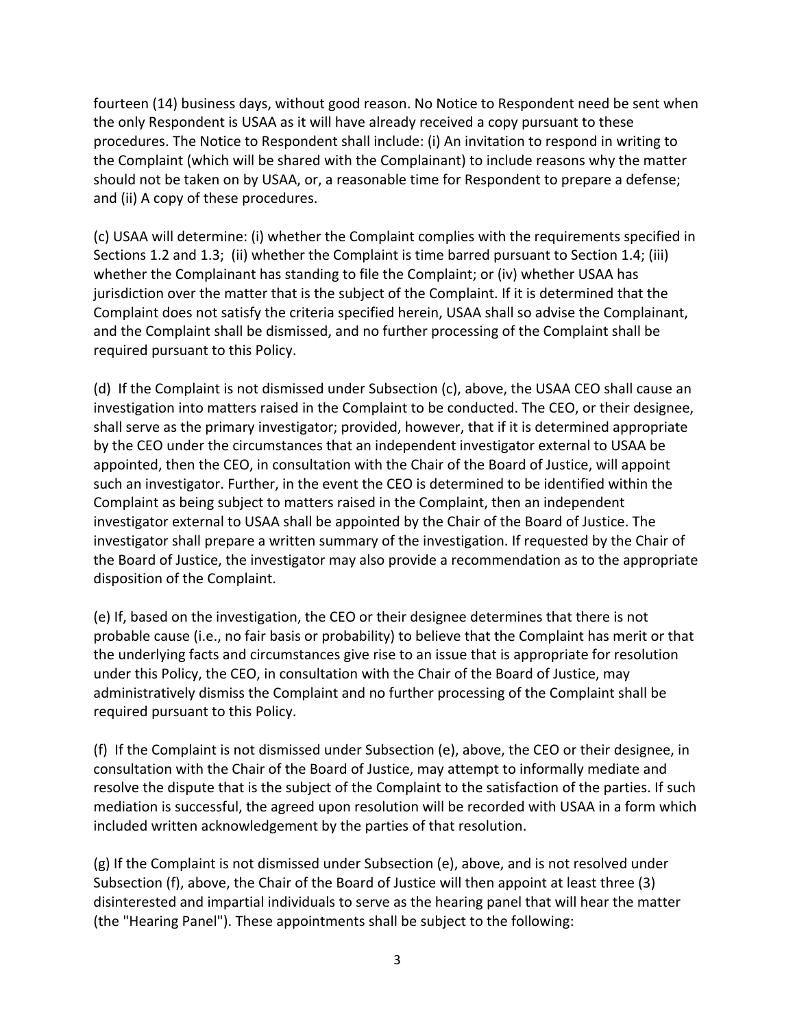fourteen (14) business days, without good reason. No Notice to Respondent need be sent when the only Respondent is USAA as it will have already received a copy pursuant to these procedures. The Notice to Respondent shall include: (i) An invitation to respond in writing to the Complaint (which will be shared with the Complainant) to include reasons why the matter should not be taken on by USAA, or, a reasonable time for Respondent to prepare a defense; and (ii) A copy of these procedures.

(c) USAA will determine: (i) whether the Complaint complies with the requirements specified in Sections 1.2 and 1.3; (ii) whether the Complaint is time barred pursuant to Section 1.4; (iii) whether the Complainant has standing to file the Complaint; or (iv) whether USAA has jurisdiction over the matter that is the subject of the Complaint. If it is determined that the Complaint does not satisfy the criteria specified herein, USAA shall so advise the Complainant, and the Complaint shall be dismissed, and no further processing of the Complaint shall be required pursuant to this Policy.

(d) If the Complaint is not dismissed under Subsection (c), above, the USAA CEO shall cause an investigation into matters raised in the Complaint to be conducted. The CEO, or their designee, shall serve as the primary investigator; provided, however, that if it is determined appropriate by the CEO under the circumstances that an independent investigator external to USAA be appointed, then the CEO, in consultation with the Chair of the Board of Justice, will appoint such an investigator. Further, in the event the CEO is determined to be identified within the Complaint as being subject to matters raised in the Complaint, then an independent investigator external to USAA shall be appointed by the Chair of the Board of Justice. The investigator shall prepare a written summary of the investigation. If requested by the Chair of the Board of Justice, the investigator may also provide a recommendation as to the appropriate disposition of the Complaint.

(e) If, based on the investigation, the CEO or their designee determines that there is not probable cause (i.e., no fair basis or probability) to believe that the Complaint has merit or that the underlying facts and circumstances give rise to an issue that is appropriate for resolution under this Policy, the CEO, in consultation with the Chair of the Board of Justice, may administratively dismiss the Complaint and no further processing of the Complaint shall be required pursuant to this Policy.

(f) If the Complaint is not dismissed under Subsection (e), above, the CEO or their designee, in consultation with the Chair of the Board of Justice, may attempt to informally mediate and resolve the dispute that is the subject of the Complaint to the satisfaction of the parties. If such mediation is successful, the agreed upon resolution will be recorded with USAA in a form which included written acknowledgement by the parties of that resolution.

(g) If the Complaint is not dismissed under Subsection (e), above, and is not resolved under Subsection (f), above, the Chair of the Board of Justice will then appoint at least three (3) disinterested and impartial individuals to serve as the hearing panel that will hear the matter (the "Hearing Panel"). These appointments shall be subject to the following: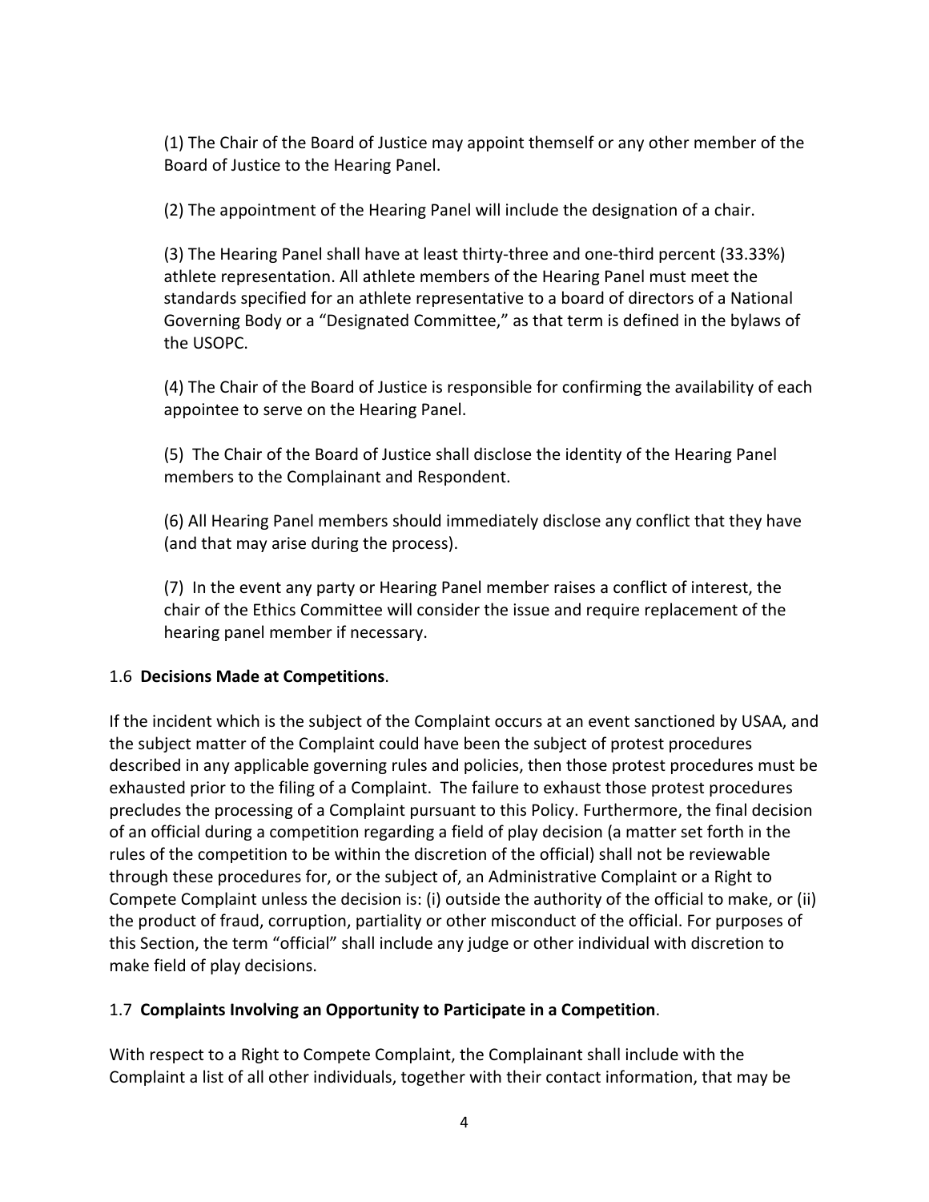(1) The Chair of the Board of Justice may appoint themself or any other member of the Board of Justice to the Hearing Panel.

(2) The appointment of the Hearing Panel will include the designation of a chair.

(3) The Hearing Panel shall have at least thirty-three and one-third percent (33.33%) athlete representation. All athlete members of the Hearing Panel must meet the standards specified for an athlete representative to a board of directors of a National Governing Body or a "Designated Committee," as that term is defined in the bylaws of the USOPC.

(4) The Chair of the Board of Justice is responsible for confirming the availability of each appointee to serve on the Hearing Panel.

(5) The Chair of the Board of Justice shall disclose the identity of the Hearing Panel members to the Complainant and Respondent.

(6) All Hearing Panel members should immediately disclose any conflict that they have (and that may arise during the process).

(7) In the event any party or Hearing Panel member raises a conflict of interest, the chair of the Ethics Committee will consider the issue and require replacement of the hearing panel member if necessary.

1.6 **Decisions Made at Competitions**.

If the incident which is the subject of the Complaint occurs at an event sanctioned by USAA, and the subject matter of the Complaint could have been the subject of protest procedures described in any applicable governing rules and policies, then those protest procedures must be exhausted prior to the filing of a Complaint. The failure to exhaust those protest procedures precludes the processing of a Complaint pursuant to this Policy. Furthermore, the final decision of an official during a competition regarding a field of play decision (a matter set forth in the rules of the competition to be within the discretion of the official) shall not be reviewable through these procedures for, or the subject of, an Administrative Complaint or a Right to Compete Complaint unless the decision is: (i) outside the authority of the official to make, or (ii) the product of fraud, corruption, partiality or other misconduct of the official. For purposes of this Section, the term "official" shall include any judge or other individual with discretion to make field of play decisions.

1.7 **Complaints Involving an Opportunity to Participate in a Competition**.

With respect to a Right to Compete Complaint, the Complainant shall include with the Complaint a list of all other individuals, together with their contact information, that may be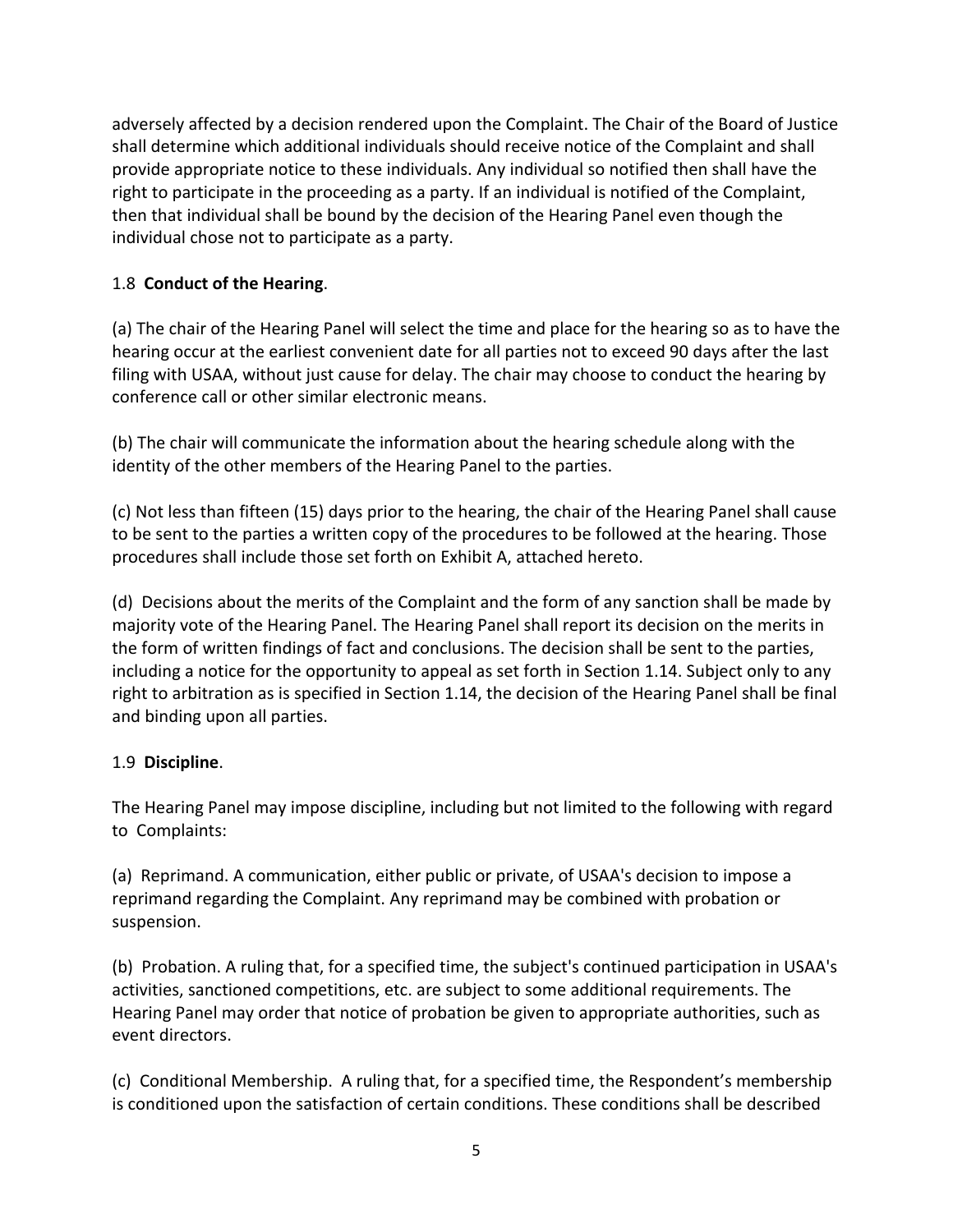adversely affected by a decision rendered upon the Complaint. The Chair of the Board of Justice shall determine which additional individuals should receive notice of the Complaint and shall provide appropriate notice to these individuals. Any individual so notified then shall have the right to participate in the proceeding as a party. If an individual is notified of the Complaint, then that individual shall be bound by the decision of the Hearing Panel even though the individual chose not to participate as a party.

1.8 **Conduct of the Hearing**.

(a) The chair of the Hearing Panel will select the time and place for the hearing so as to have the hearing occur at the earliest convenient date for all parties not to exceed 90 days after the last filing with USAA, without just cause for delay. The chair may choose to conduct the hearing by conference call or other similar electronic means.

(b) The chair will communicate the information about the hearing schedule along with the identity of the other members of the Hearing Panel to the parties.

(c) Not less than fifteen (15) days prior to the hearing, the chair of the Hearing Panel shall cause to be sent to the parties a written copy of the procedures to be followed at the hearing. Those procedures shall include those set forth on Exhibit A, attached hereto.

(d) Decisions about the merits of the Complaint and the form of any sanction shall be made by majority vote of the Hearing Panel. The Hearing Panel shall report its decision on the merits in the form of written findings of fact and conclusions. The decision shall be sent to the parties, including a notice for the opportunity to appeal as set forth in Section 1.14. Subject only to any right to arbitration as is specified in Section 1.14, the decision of the Hearing Panel shall be final and binding upon all parties.

1.9 **Discipline**.

The Hearing Panel may impose discipline, including but not limited to the following with regard to Complaints:

(a) Reprimand. A communication, either public or private, of USAA's decision to impose a reprimand regarding the Complaint. Any reprimand may be combined with probation or suspension.

(b) Probation. A ruling that, for a specified time, the subject's continued participation in USAA's activities, sanctioned competitions, etc. are subject to some additional requirements. The Hearing Panel may order that notice of probation be given to appropriate authorities, such as event directors.

(c) Conditional Membership. A ruling that, for a specified time, the Respondent's membership is conditioned upon the satisfaction of certain conditions. These conditions shall be described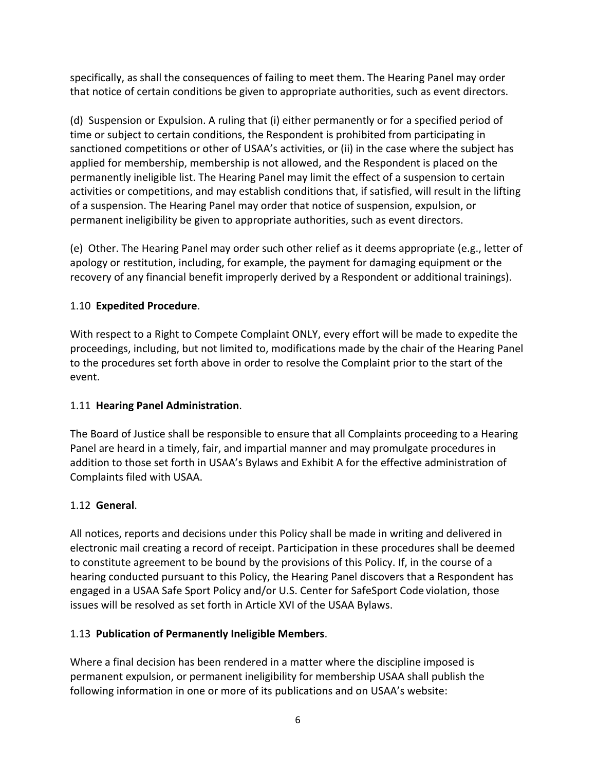specifically, as shall the consequences of failing to meet them. The Hearing Panel may order that notice of certain conditions be given to appropriate authorities, such as event directors.

(d) Suspension or Expulsion. A ruling that (i) either permanently or for a specified period of time or subject to certain conditions, the Respondent is prohibited from participating in sanctioned competitions or other of USAA's activities, or (ii) in the case where the subject has applied for membership, membership is not allowed, and the Respondent is placed on the permanently ineligible list. The Hearing Panel may limit the effect of a suspension to certain activities or competitions, and may establish conditions that, if satisfied, will result in the lifting of a suspension. The Hearing Panel may order that notice of suspension, expulsion, or permanent ineligibility be given to appropriate authorities, such as event directors.

(e) Other. The Hearing Panel may order such other relief as it deems appropriate (e.g., letter of apology or restitution, including, for example, the payment for damaging equipment or the recovery of any financial benefit improperly derived by a Respondent or additional trainings).

1.10 **Expedited Procedure**.

With respect to a Right to Compete Complaint ONLY, every effort will be made to expedite the proceedings, including, but not limited to, modifications made by the chair of the Hearing Panel to the procedures set forth above in order to resolve the Complaint prior to the start of the event.

1.11 **Hearing Panel Administration**.

The Board of Justice shall be responsible to ensure that all Complaints proceeding to a Hearing Panel are heard in a timely, fair, and impartial manner and may promulgate procedures in addition to those set forth in USAA's Bylaws and Exhibit A for the effective administration of Complaints filed with USAA.

1.12 **General**.

All notices, reports and decisions under this Policy shall be made in writing and delivered in electronic mail creating a record of receipt. Participation in these procedures shall be deemed to constitute agreement to be bound by the provisions of this Policy. If, in the course of a hearing conducted pursuant to this Policy, the Hearing Panel discovers that a Respondent has engaged in a USAA Safe Sport Policy and/or U.S. Center for SafeSport Code violation, those issues will be resolved as set forth in Article XVI of the USAA Bylaws.

1.13 **Publication of Permanently Ineligible Members**.

Where a final decision has been rendered in a matter where the discipline imposed is permanent expulsion, or permanent ineligibility for membership USAA shall publish the following information in one or more of its publications and on USAA's website: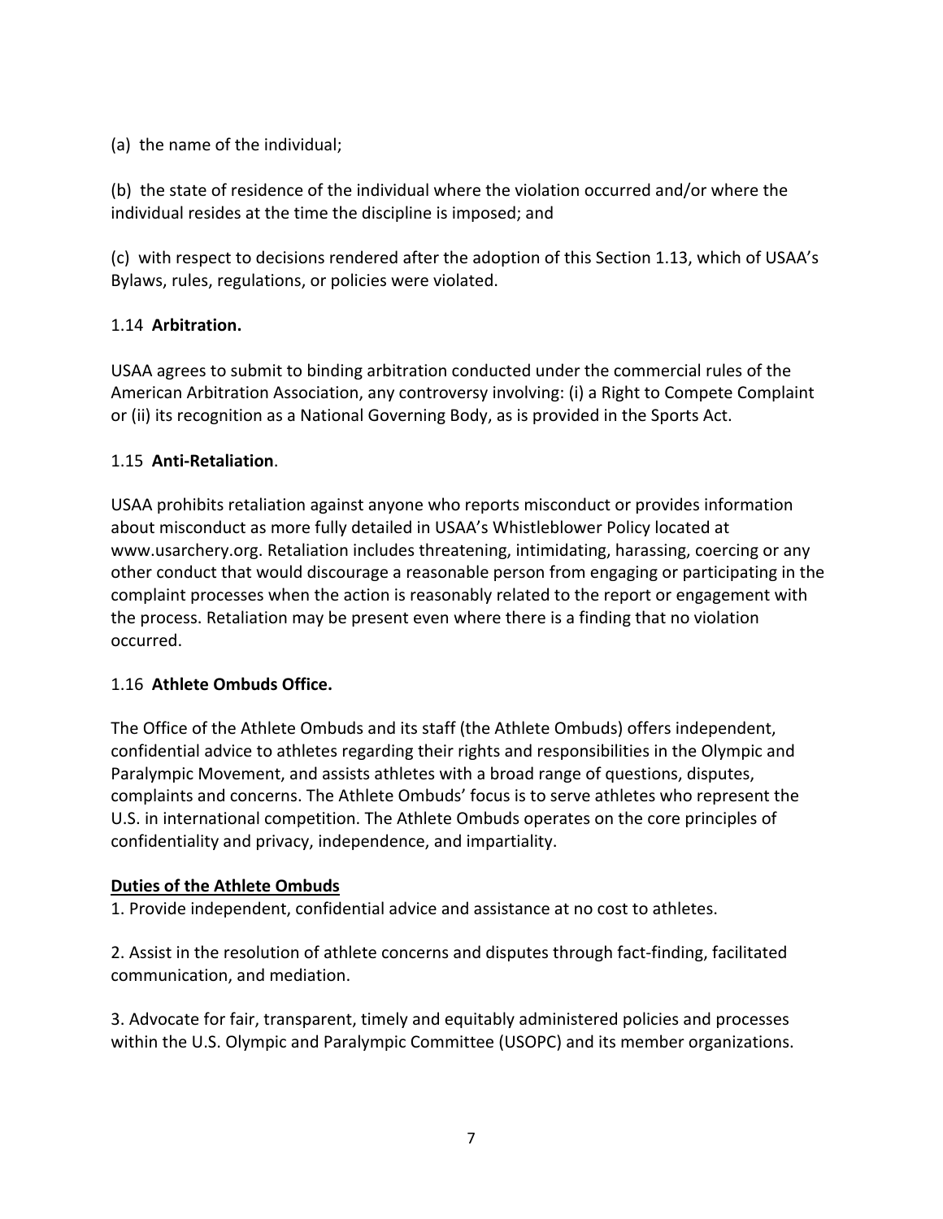(a) the name of the individual;

(b) the state of residence of the individual where the violation occurred and/or where the individual resides at the time the discipline is imposed; and

(c) with respect to decisions rendered after the adoption of this Section 1.13, which of USAA's Bylaws, rules, regulations, or policies were violated.

1.14 **Arbitration.**

USAA agrees to submit to binding arbitration conducted under the commercial rules of the American Arbitration Association, any controversy involving: (i) a Right to Compete Complaint or (ii) its recognition as a National Governing Body, as is provided in the Sports Act.

1.15 **Anti-Retaliation**.

USAA prohibits retaliation against anyone who reports misconduct or provides information about misconduct as more fully detailed in USAA's Whistleblower Policy located at www.usarchery.org. Retaliation includes threatening, intimidating, harassing, coercing or any other conduct that would discourage a reasonable person from engaging or participating in the complaint processes when the action is reasonably related to the report or engagement with the process. Retaliation may be present even where there is a finding that no violation occurred.

1.16 **Athlete Ombuds Office.**

The Office of the Athlete Ombuds and its staff (the Athlete Ombuds) offers independent, confidential advice to athletes regarding their rights and responsibilities in the Olympic and Paralympic Movement, and assists athletes with a broad range of questions, disputes, complaints and concerns. The Athlete Ombuds' focus is to serve athletes who represent the U.S. in international competition. The Athlete Ombuds operates on the core principles of confidentiality and privacy, independence, and impartiality.

**Duties of the Athlete Ombuds**

1. Provide independent, confidential advice and assistance at no cost to athletes.

2. Assist in the resolution of athlete concerns and disputes through fact-finding, facilitated communication, and mediation.

3. Advocate for fair, transparent, timely and equitably administered policies and processes within the U.S. Olympic and Paralympic Committee (USOPC) and its member organizations.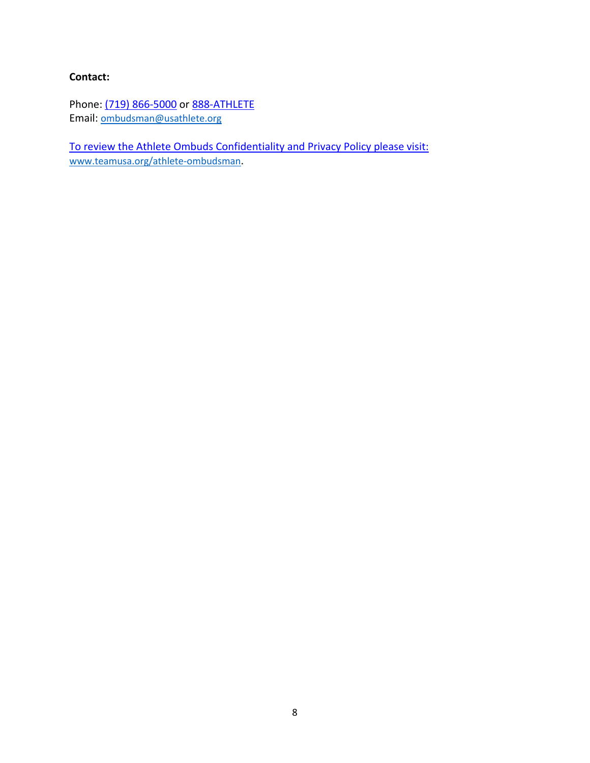**Contact:**

Phone: (719) 866-5000 or 888-ATHLETE
Email: ombudsman@usathlete.org

To review the Athlete Ombuds Confidentiality and Privacy Policy please visit:
www.teamusa.org/athlete-ombudsman.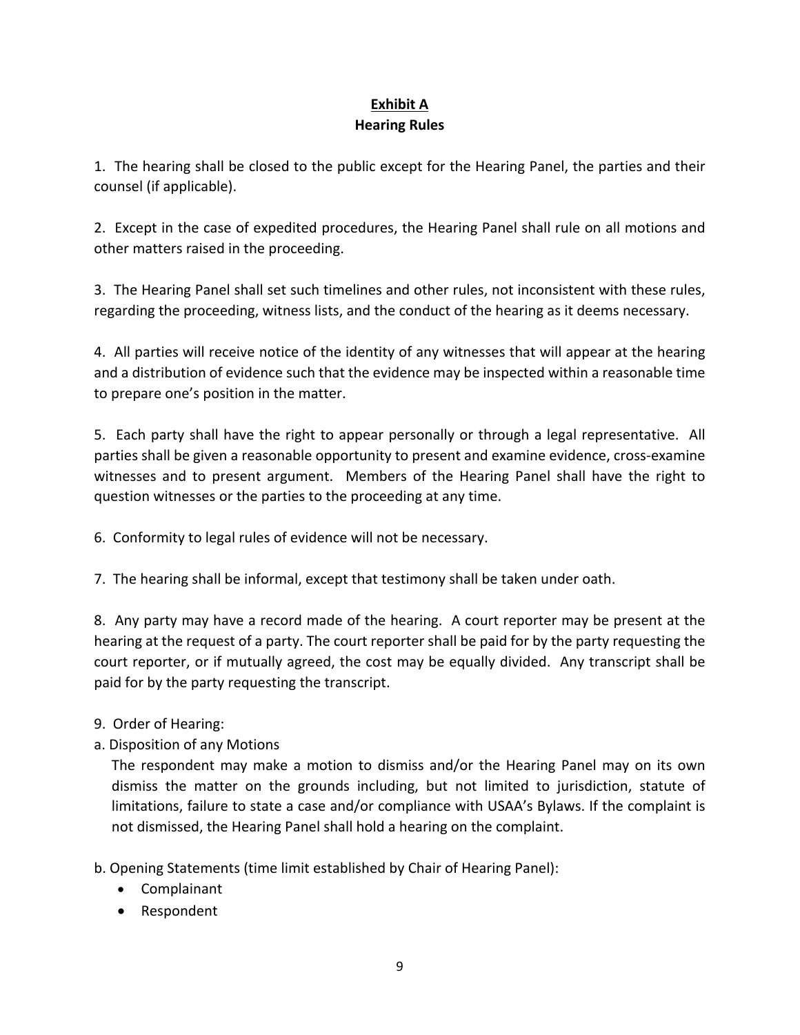## Exhibit A

## Hearing Rules

1. The hearing shall be closed to the public except for the Hearing Panel, the parties and their counsel (if applicable).

2. Except in the case of expedited procedures, the Hearing Panel shall rule on all motions and other matters raised in the proceeding.

3. The Hearing Panel shall set such timelines and other rules, not inconsistent with these rules, regarding the proceeding, witness lists, and the conduct of the hearing as it deems necessary.

4. All parties will receive notice of the identity of any witnesses that will appear at the hearing and a distribution of evidence such that the evidence may be inspected within a reasonable time to prepare one's position in the matter.

5. Each party shall have the right to appear personally or through a legal representative. All parties shall be given a reasonable opportunity to present and examine evidence, cross-examine witnesses and to present argument. Members of the Hearing Panel shall have the right to question witnesses or the parties to the proceeding at any time.

6. Conformity to legal rules of evidence will not be necessary.

7. The hearing shall be informal, except that testimony shall be taken under oath.

8. Any party may have a record made of the hearing. A court reporter may be present at the hearing at the request of a party. The court reporter shall be paid for by the party requesting the court reporter, or if mutually agreed, the cost may be equally divided. Any transcript shall be paid for by the party requesting the transcript.

9. Order of Hearing:

a. Disposition of any Motions

The respondent may make a motion to dismiss and/or the Hearing Panel may on its own dismiss the matter on the grounds including, but not limited to jurisdiction, statute of limitations, failure to state a case and/or compliance with USAA's Bylaws. If the complaint is not dismissed, the Hearing Panel shall hold a hearing on the complaint.

b. Opening Statements (time limit established by Chair of Hearing Panel):

- Complainant
- Respondent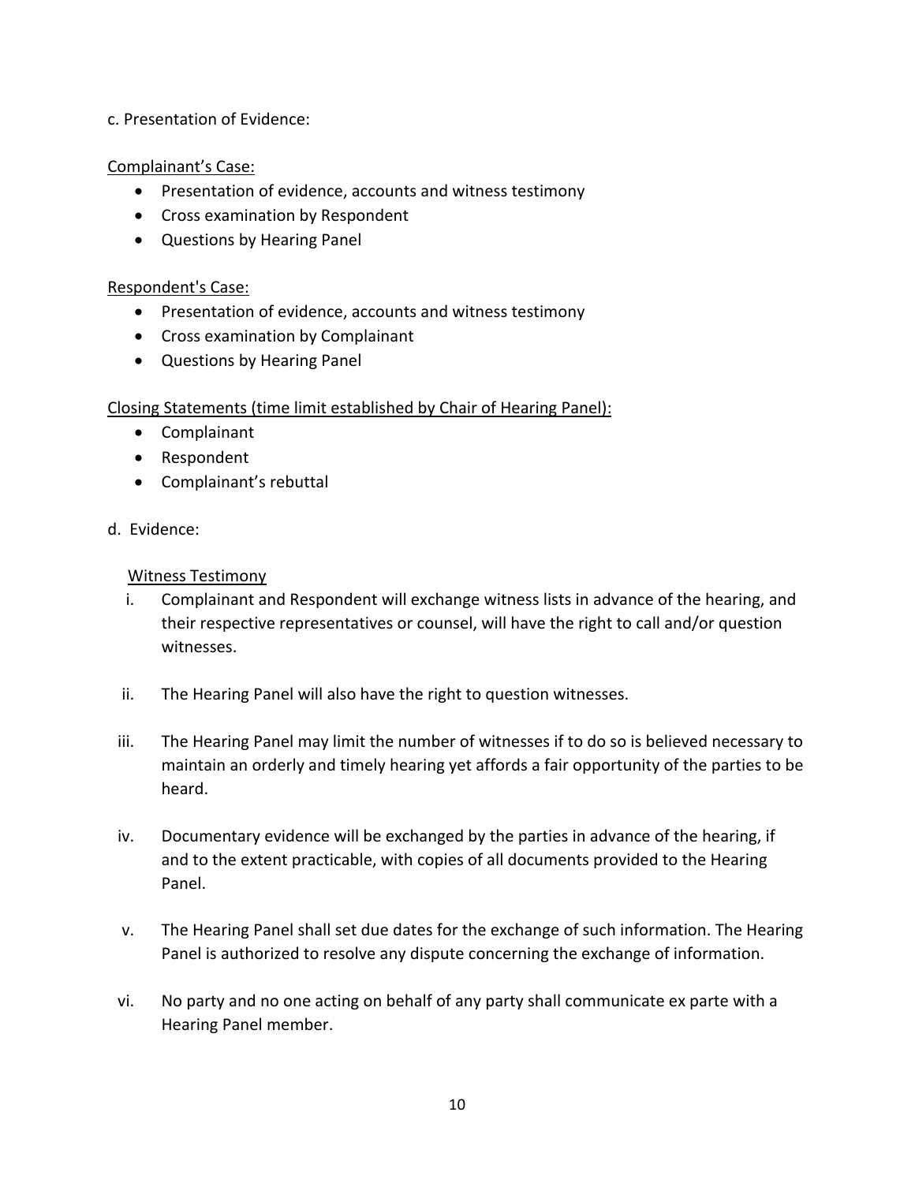c. Presentation of Evidence:

<u>Complainant's Case:</u>

- Presentation of evidence, accounts and witness testimony
- Cross examination by Respondent
- Questions by Hearing Panel

<u>Respondent's Case:</u>

- Presentation of evidence, accounts and witness testimony
- Cross examination by Complainant
- Questions by Hearing Panel

<u>Closing Statements (time limit established by Chair of Hearing Panel):</u>

- Complainant
- Respondent
- Complainant's rebuttal

d. Evidence:

<u>Witness Testimony</u>

i. Complainant and Respondent will exchange witness lists in advance of the hearing, and their respective representatives or counsel, will have the right to call and/or question witnesses.

ii. The Hearing Panel will also have the right to question witnesses.

iii. The Hearing Panel may limit the number of witnesses if to do so is believed necessary to maintain an orderly and timely hearing yet affords a fair opportunity of the parties to be heard.

iv. Documentary evidence will be exchanged by the parties in advance of the hearing, if and to the extent practicable, with copies of all documents provided to the Hearing Panel.

v. The Hearing Panel shall set due dates for the exchange of such information. The Hearing Panel is authorized to resolve any dispute concerning the exchange of information.

vi. No party and no one acting on behalf of any party shall communicate ex parte with a Hearing Panel member.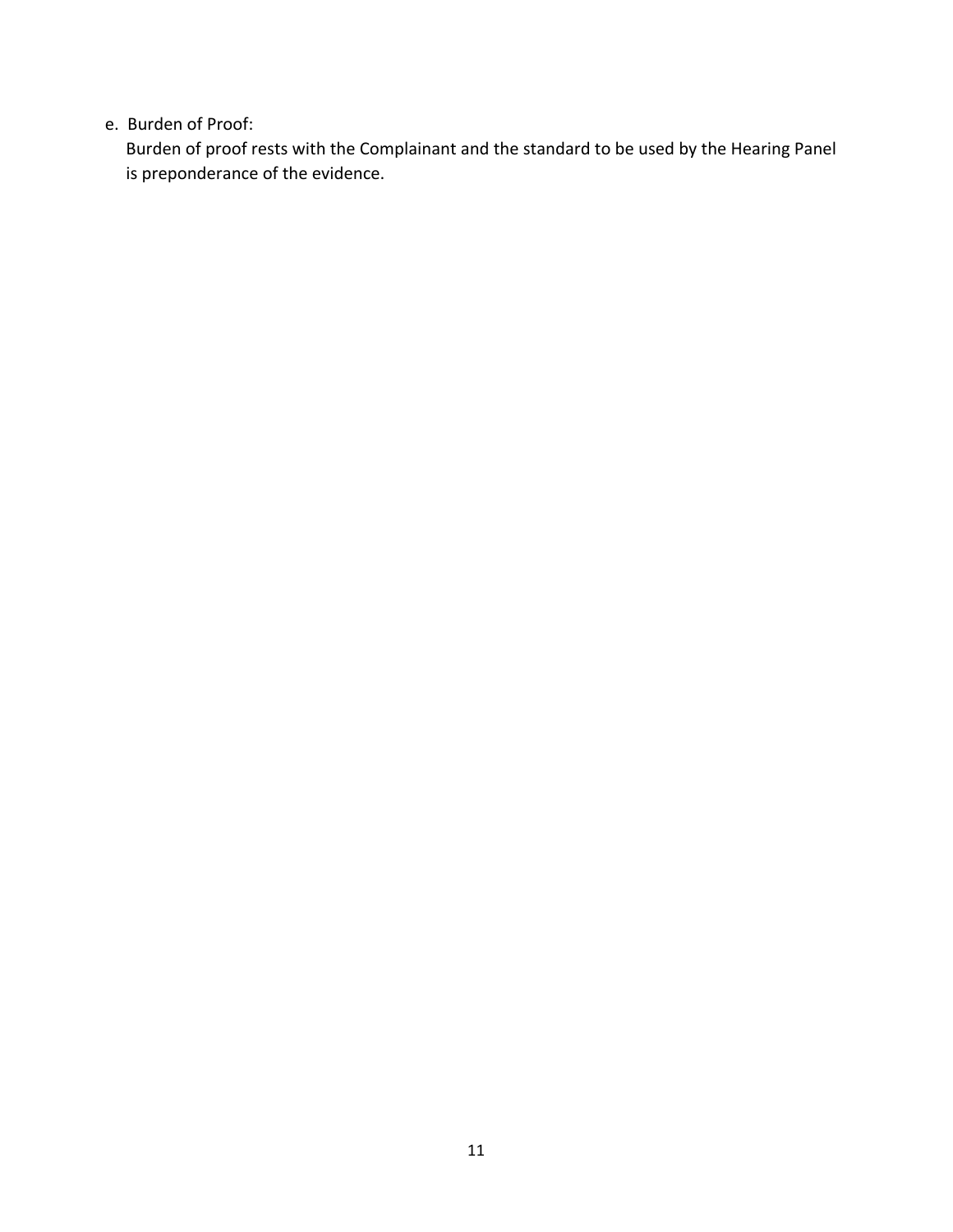e. Burden of Proof:

   Burden of proof rests with the Complainant and the standard to be used by the Hearing Panel is preponderance of the evidence.